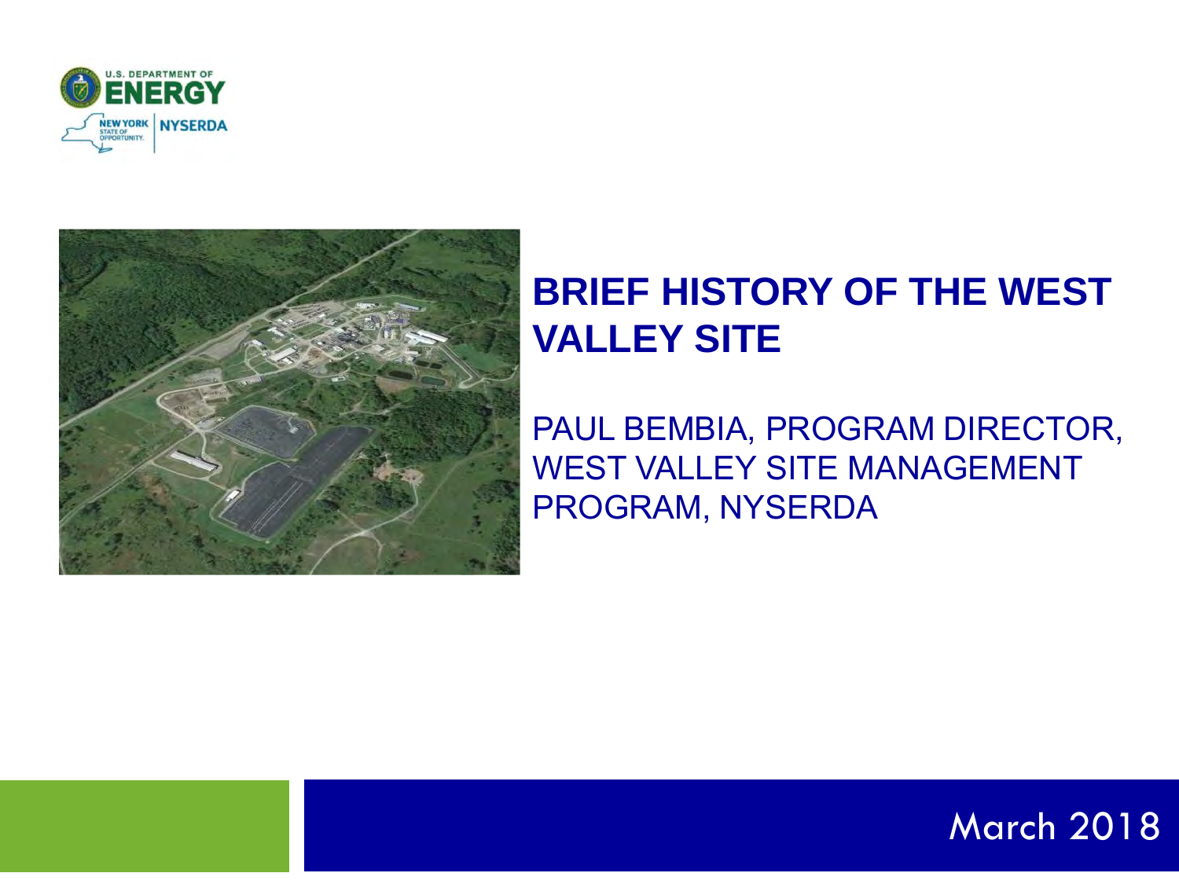# BRIEF HISTORY OF THE WEST VALLEY SITE

PAUL BEMBIA, PROGRAM DIRECTOR, WEST VALLEY SITE MANAGEMENT PROGRAM, NYSERDA

March 2018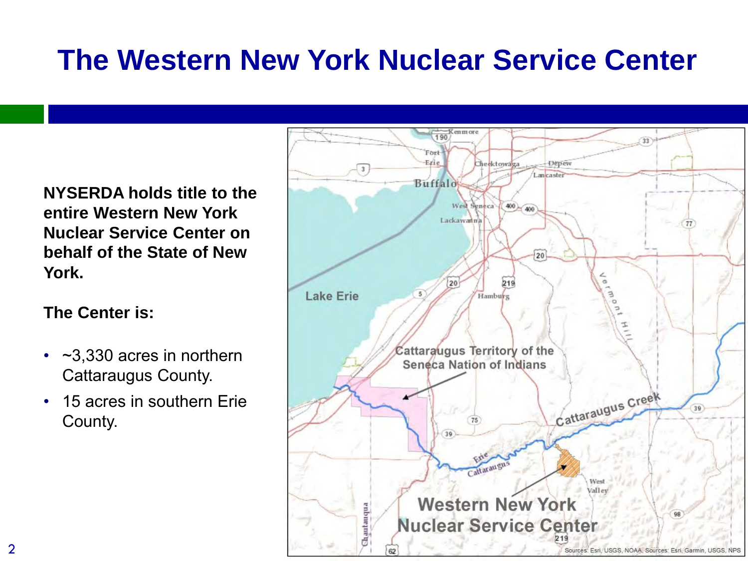# The Western New York Nuclear Service Center

**NYSERDA holds title to the entire Western New York Nuclear Service Center on behalf of the State of New York.**

**The Center is:**

- ~3,330 acres in northern Cattaraugus County.
- 15 acres in southern Erie County.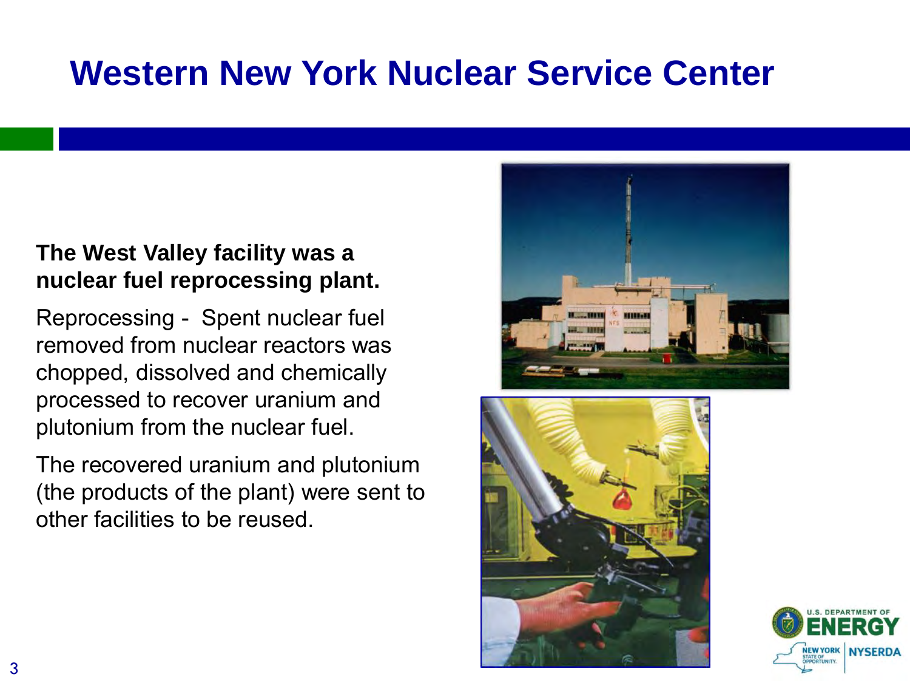# Western New York Nuclear Service Center

**The West Valley facility was a nuclear fuel reprocessing plant.**

Reprocessing - Spent nuclear fuel removed from nuclear reactors was chopped, dissolved and chemically processed to recover uranium and plutonium from the nuclear fuel.

The recovered uranium and plutonium (the products of the plant) were sent to other facilities to be reused.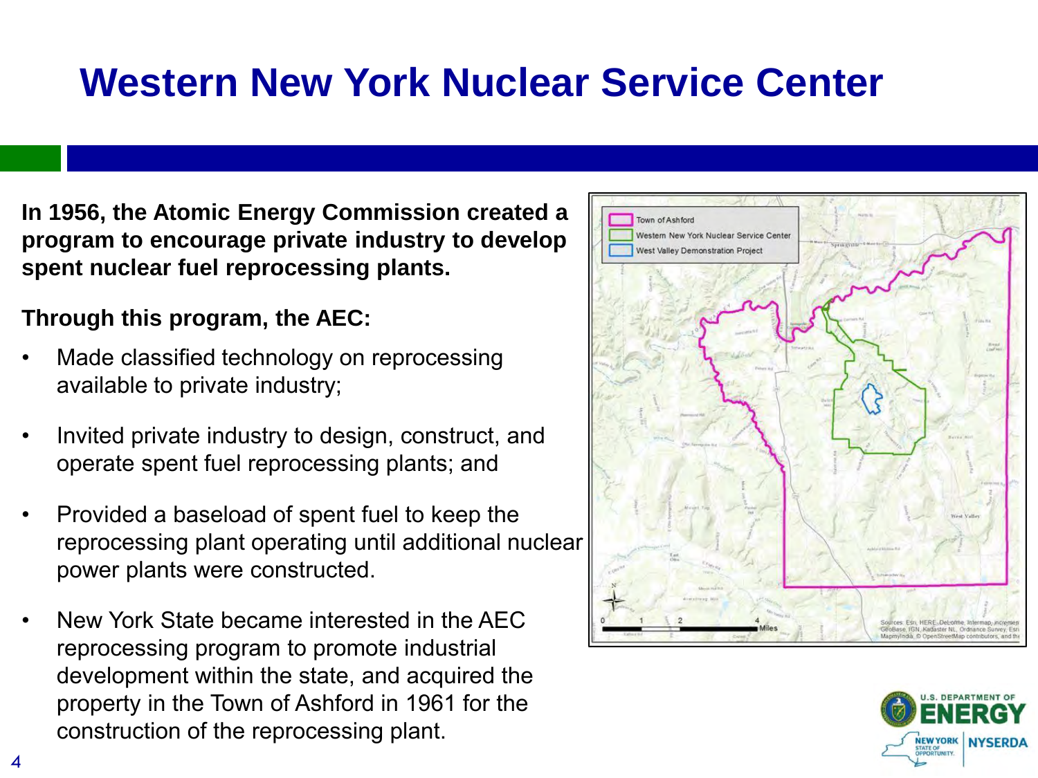# Western New York Nuclear Service Center

**In 1956, the Atomic Energy Commission created a program to encourage private industry to develop spent nuclear fuel reprocessing plants.**

**Through this program, the AEC:**

- Made classified technology on reprocessing available to private industry;
- Invited private industry to design, construct, and operate spent fuel reprocessing plants; and
- Provided a baseload of spent fuel to keep the reprocessing plant operating until additional nuclear power plants were constructed.
- New York State became interested in the AEC reprocessing program to promote industrial development within the state, and acquired the property in the Town of Ashford in 1961 for the construction of the reprocessing plant.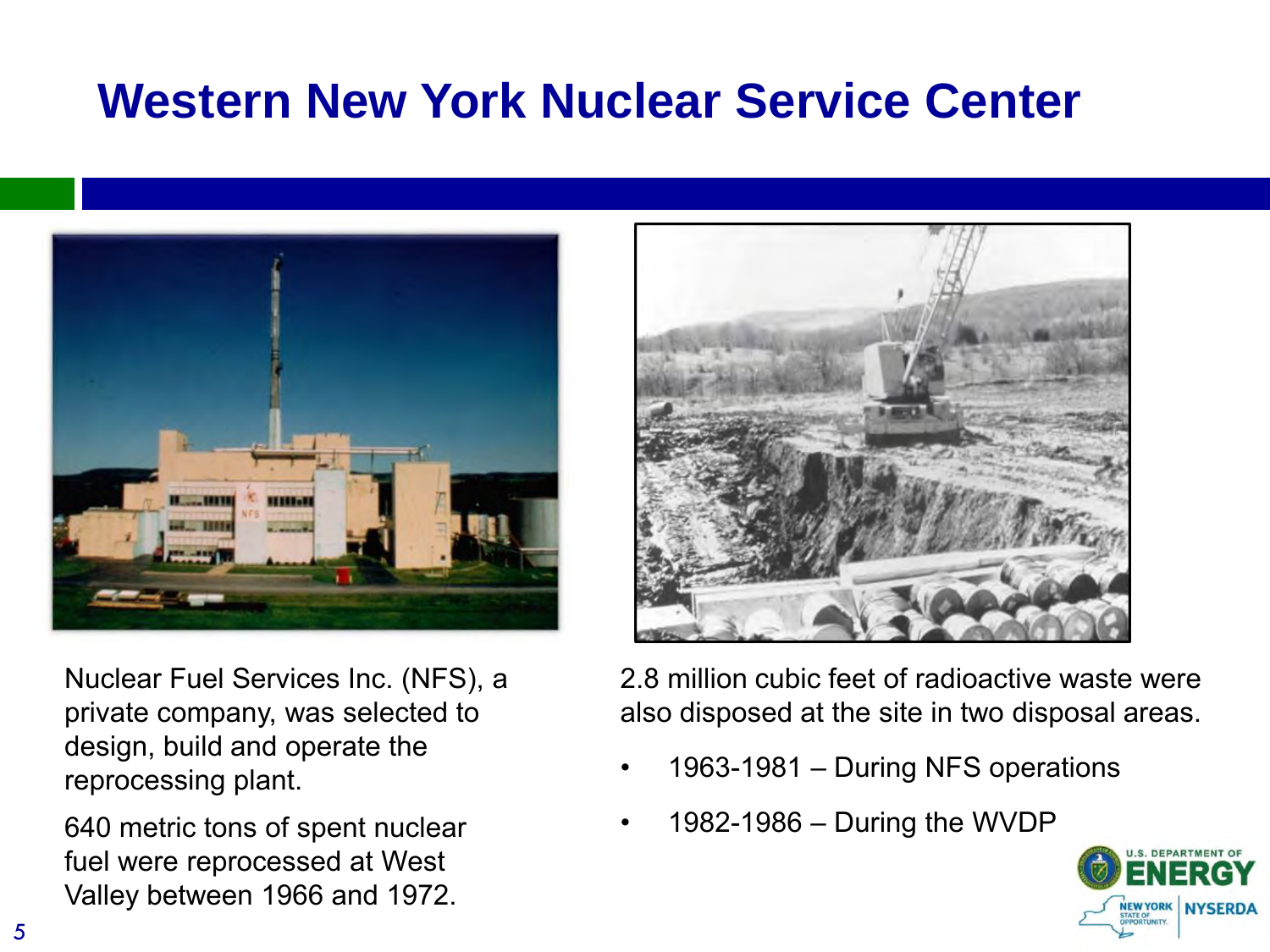# Western New York Nuclear Service Center

Nuclear Fuel Services Inc. (NFS), a private company, was selected to design, build and operate the reprocessing plant.

640 metric tons of spent nuclear fuel were reprocessed at West Valley between 1966 and 1972.

2.8 million cubic feet of radioactive waste were also disposed at the site in two disposal areas.

- 1963-1981 – During NFS operations
- 1982-1986 – During the WVDP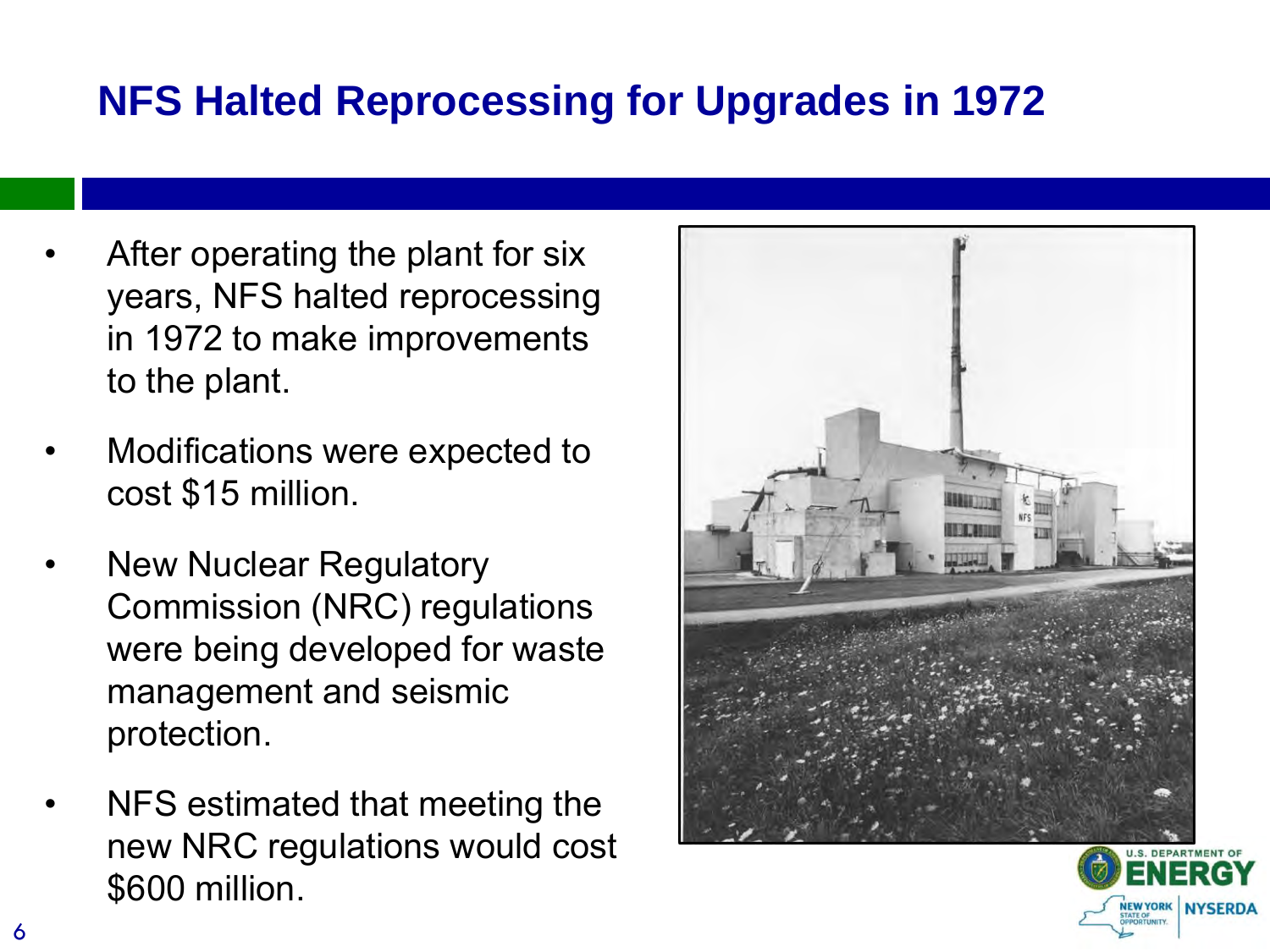# NFS Halted Reprocessing for Upgrades in 1972

- After operating the plant for six years, NFS halted reprocessing in 1972 to make improvements to the plant.
- Modifications were expected to cost $15 million.
- New Nuclear Regulatory Commission (NRC) regulations were being developed for waste management and seismic protection.
- NFS estimated that meeting the new NRC regulations would cost $600 million.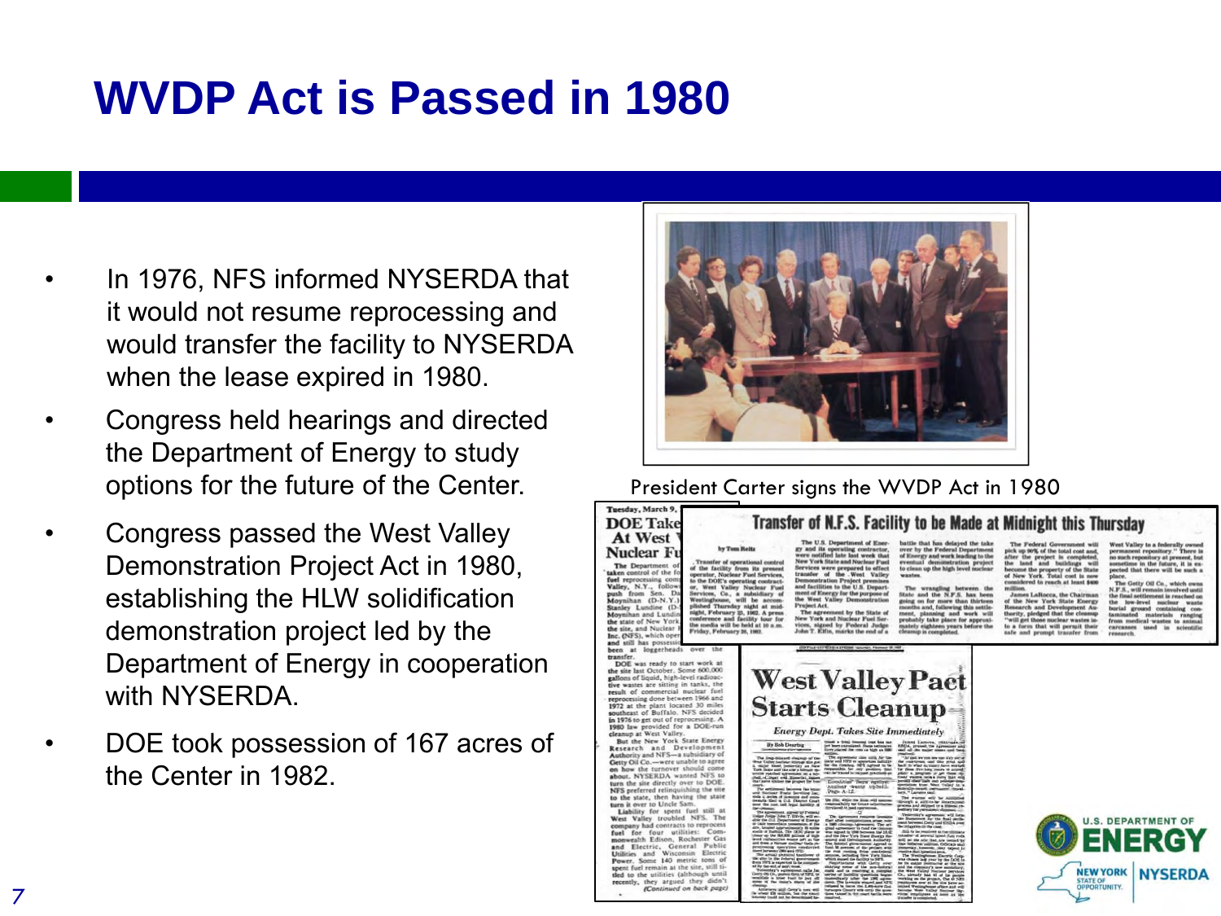# WVDP Act is Passed in 1980

- In 1976, NFS informed NYSERDA that it would not resume reprocessing and would transfer the facility to NYSERDA when the lease expired in 1980.
- Congress held hearings and directed the Department of Energy to study options for the future of the Center.
- Congress passed the West Valley Demonstration Project Act in 1980, establishing the HLW solidification demonstration project led by the Department of Energy in cooperation with NYSERDA.
- DOE took possession of 167 acres of the Center in 1982.

President Carter signs the WVDP Act in 1980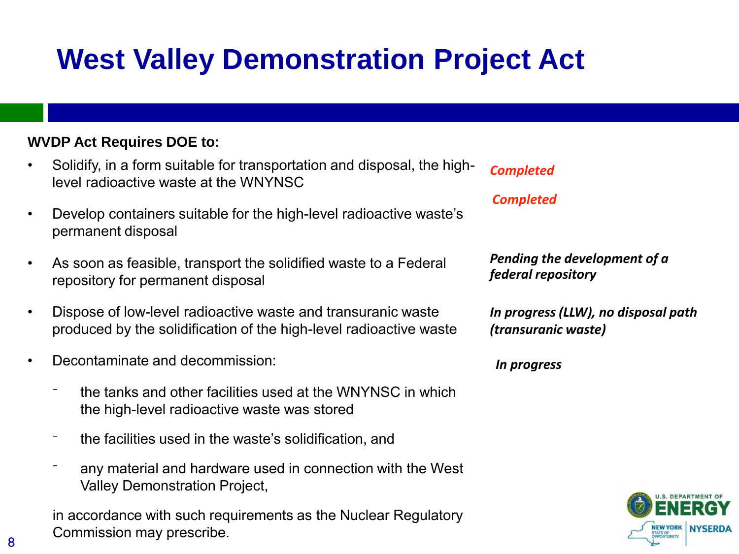# West Valley Demonstration Project Act

**WVDP Act Requires DOE to:**

| Requirement | Status |
|---|---|
| Solidify, in a form suitable for transportation and disposal, the high-level radioactive waste at the WNYNSC | ***Completed*** |
| Develop containers suitable for the high-level radioactive waste's permanent disposal | ***Completed*** |
| As soon as feasible, transport the solidified waste to a Federal repository for permanent disposal | ***Pending the development of a federal repository*** |
| Dispose of low-level radioactive waste and transuranic waste produced by the solidification of the high-level radioactive waste | ***In progress (LLW), no disposal path (transuranic waste)*** |
| Decontaminate and decommission: the tanks and other facilities used at the WNYNSC in which the high-level radioactive waste was stored; the facilities used in the waste's solidification, and; any material and hardware used in connection with the West Valley Demonstration Project, in accordance with such requirements as the Nuclear Regulatory Commission may prescribe. | ***In progress*** |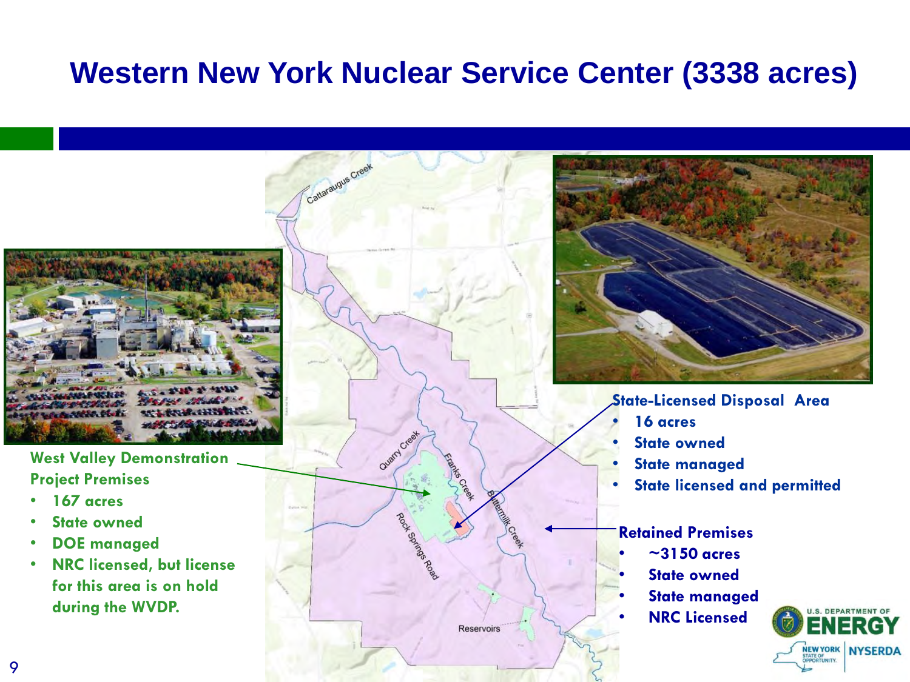# Western New York Nuclear Service Center (3338 acres)

**West Valley Demonstration Project Premises**

- 167 acres
- State owned
- DOE managed
- NRC licensed, but license for this area is on hold during the WVDP.

**State-Licensed Disposal Area**

- 16 acres
- State owned
- State managed
- State licensed and permitted

**Retained Premises**

- ~3150 acres
- State owned
- State managed
- NRC Licensed

Cattaraugus Creek

Quarry Creek

Franks Creek

Buttermilk Creek

Rock Springs Road

Reservoirs